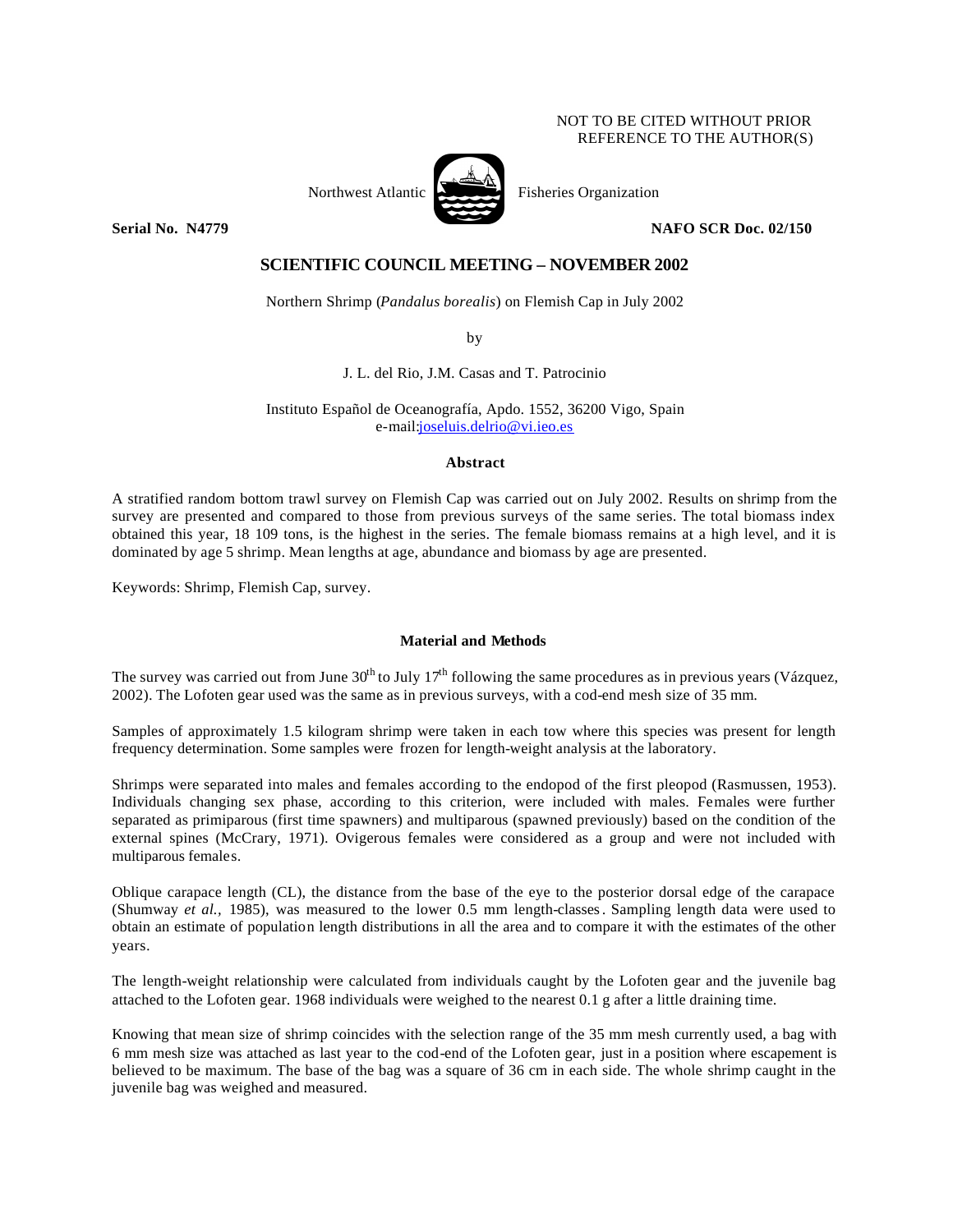NOT TO BE CITED WITHOUT PRIOR
REFERENCE TO THE AUTHOR(S)

Northwest Atlantic Fisheries Organization

**Serial No. N4779** **NAFO SCR Doc. 02/150**

## SCIENTIFIC COUNCIL MEETING – NOVEMBER 2002

Northern Shrimp (*Pandalus borealis*) on Flemish Cap in July 2002

by

J. L. del Rio, J.M. Casas and T. Patrocinio

Instituto Español de Oceanografía, Apdo. 1552, 36200 Vigo, Spain
e-mail:joseluis.delrio@vi.ieo.es

### Abstract

A stratified random bottom trawl survey on Flemish Cap was carried out on July 2002. Results on shrimp from the survey are presented and compared to those from previous surveys of the same series. The total biomass index obtained this year, 18 109 tons, is the highest in the series. The female biomass remains at a high level, and it is dominated by age 5 shrimp. Mean lengths at age, abundance and biomass by age are presented.

Keywords: Shrimp, Flemish Cap, survey.

### Material and Methods

The survey was carried out from June 30th to July 17th following the same procedures as in previous years (Vázquez, 2002). The Lofoten gear used was the same as in previous surveys, with a cod-end mesh size of 35 mm.

Samples of approximately 1.5 kilogram shrimp were taken in each tow where this species was present for length frequency determination. Some samples were frozen for length-weight analysis at the laboratory.

Shrimps were separated into males and females according to the endopod of the first pleopod (Rasmussen, 1953). Individuals changing sex phase, according to this criterion, were included with males. Females were further separated as primiparous (first time spawners) and multiparous (spawned previously) based on the condition of the external spines (McCrary, 1971). Ovigerous females were considered as a group and were not included with multiparous females.

Oblique carapace length (CL), the distance from the base of the eye to the posterior dorsal edge of the carapace (Shumway *et al.*, 1985), was measured to the lower 0.5 mm length-classes. Sampling length data were used to obtain an estimate of population length distributions in all the area and to compare it with the estimates of the other years.

The length-weight relationship were calculated from individuals caught by the Lofoten gear and the juvenile bag attached to the Lofoten gear. 1968 individuals were weighed to the nearest 0.1 g after a little draining time.

Knowing that mean size of shrimp coincides with the selection range of the 35 mm mesh currently used, a bag with 6 mm mesh size was attached as last year to the cod-end of the Lofoten gear, just in a position where escapement is believed to be maximum. The base of the bag was a square of 36 cm in each side. The whole shrimp caught in the juvenile bag was weighed and measured.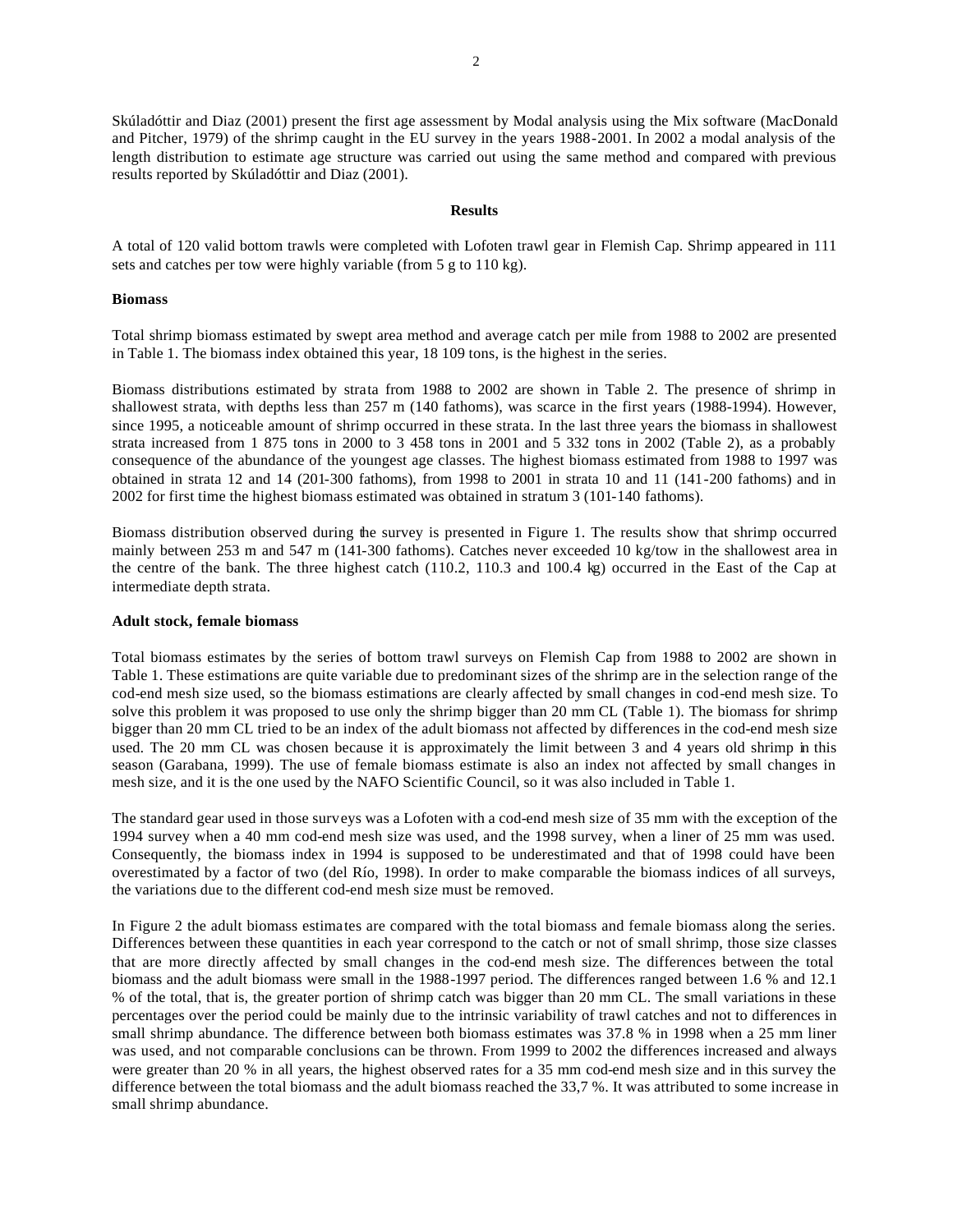Skúladóttir and Diaz (2001) present the first age assessment by Modal analysis using the Mix software (MacDonald and Pitcher, 1979) of the shrimp caught in the EU survey in the years 1988-2001. In 2002 a modal analysis of the length distribution to estimate age structure was carried out using the same method and compared with previous results reported by Skúladóttir and Diaz (2001).

## Results

A total of 120 valid bottom trawls were completed with Lofoten trawl gear in Flemish Cap. Shrimp appeared in 111 sets and catches per tow were highly variable (from 5 g to 110 kg).

### Biomass

Total shrimp biomass estimated by swept area method and average catch per mile from 1988 to 2002 are presented in Table 1. The biomass index obtained this year, 18 109 tons, is the highest in the series.

Biomass distributions estimated by strata from 1988 to 2002 are shown in Table 2. The presence of shrimp in shallowest strata, with depths less than 257 m (140 fathoms), was scarce in the first years (1988-1994). However, since 1995, a noticeable amount of shrimp occurred in these strata. In the last three years the biomass in shallowest strata increased from 1 875 tons in 2000 to 3 458 tons in 2001 and 5 332 tons in 2002 (Table 2), as a probably consequence of the abundance of the youngest age classes. The highest biomass estimated from 1988 to 1997 was obtained in strata 12 and 14 (201-300 fathoms), from 1998 to 2001 in strata 10 and 11 (141-200 fathoms) and in 2002 for first time the highest biomass estimated was obtained in stratum 3 (101-140 fathoms).

Biomass distribution observed during the survey is presented in Figure 1. The results show that shrimp occurred mainly between 253 m and 547 m (141-300 fathoms). Catches never exceeded 10 kg/tow in the shallowest area in the centre of the bank. The three highest catch (110.2, 110.3 and 100.4 kg) occurred in the East of the Cap at intermediate depth strata.

### Adult stock, female biomass

Total biomass estimates by the series of bottom trawl surveys on Flemish Cap from 1988 to 2002 are shown in Table 1. These estimations are quite variable due to predominant sizes of the shrimp are in the selection range of the cod-end mesh size used, so the biomass estimations are clearly affected by small changes in cod-end mesh size. To solve this problem it was proposed to use only the shrimp bigger than 20 mm CL (Table 1). The biomass for shrimp bigger than 20 mm CL tried to be an index of the adult biomass not affected by differences in the cod-end mesh size used. The 20 mm CL was chosen because it is approximately the limit between 3 and 4 years old shrimp in this season (Garabana, 1999). The use of female biomass estimate is also an index not affected by small changes in mesh size, and it is the one used by the NAFO Scientific Council, so it was also included in Table 1.

The standard gear used in those surveys was a Lofoten with a cod-end mesh size of 35 mm with the exception of the 1994 survey when a 40 mm cod-end mesh size was used, and the 1998 survey, when a liner of 25 mm was used. Consequently, the biomass index in 1994 is supposed to be underestimated and that of 1998 could have been overestimated by a factor of two (del Río, 1998). In order to make comparable the biomass indices of all surveys, the variations due to the different cod-end mesh size must be removed.

In Figure 2 the adult biomass estimates are compared with the total biomass and female biomass along the series. Differences between these quantities in each year correspond to the catch or not of small shrimp, those size classes that are more directly affected by small changes in the cod-end mesh size. The differences between the total biomass and the adult biomass were small in the 1988-1997 period. The differences ranged between 1.6 % and 12.1 % of the total, that is, the greater portion of shrimp catch was bigger than 20 mm CL. The small variations in these percentages over the period could be mainly due to the intrinsic variability of trawl catches and not to differences in small shrimp abundance. The difference between both biomass estimates was 37.8 % in 1998 when a 25 mm liner was used, and not comparable conclusions can be thrown. From 1999 to 2002 the differences increased and always were greater than 20 % in all years, the highest observed rates for a 35 mm cod-end mesh size and in this survey the difference between the total biomass and the adult biomass reached the 33,7 %. It was attributed to some increase in small shrimp abundance.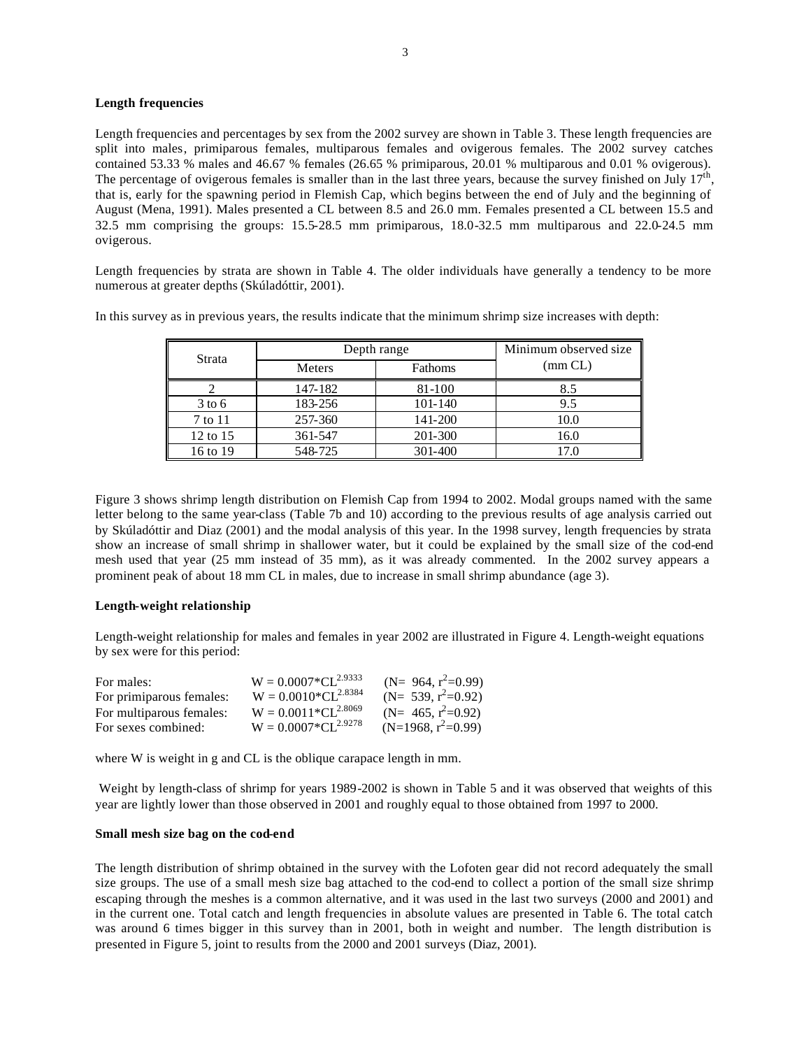**Length frequencies**

Length frequencies and percentages by sex from the 2002 survey are shown in Table 3. These length frequencies are split into males, primiparous females, multiparous females and ovigerous females. The 2002 survey catches contained 53.33 % males and 46.67 % females (26.65 % primiparous, 20.01 % multiparous and 0.01 % ovigerous). The percentage of ovigerous females is smaller than in the last three years, because the survey finished on July 17th, that is, early for the spawning period in Flemish Cap, which begins between the end of July and the beginning of August (Mena, 1991). Males presented a CL between 8.5 and 26.0 mm. Females presented a CL between 15.5 and 32.5 mm comprising the groups: 15.5-28.5 mm primiparous, 18.0-32.5 mm multiparous and 22.0-24.5 mm ovigerous.

Length frequencies by strata are shown in Table 4. The older individuals have generally a tendency to be more numerous at greater depths (Skúladóttir, 2001).

In this survey as in previous years, the results indicate that the minimum shrimp size increases with depth:

| Strata | Depth range | | Minimum observed size (mm CL) |
|---|---|---|---|
| | Meters | Fathoms | |
| 2 | 147-182 | 81-100 | 8.5 |
| 3 to 6 | 183-256 | 101-140 | 9.5 |
| 7 to 11 | 257-360 | 141-200 | 10.0 |
| 12 to 15 | 361-547 | 201-300 | 16.0 |
| 16 to 19 | 548-725 | 301-400 | 17.0 |

Figure 3 shows shrimp length distribution on Flemish Cap from 1994 to 2002. Modal groups named with the same letter belong to the same year-class (Table 7b and 10) according to the previous results of age analysis carried out by Skúladóttir and Diaz (2001) and the modal analysis of this year. In the 1998 survey, length frequencies by strata show an increase of small shrimp in shallower water, but it could be explained by the small size of the cod-end mesh used that year (25 mm instead of 35 mm), as it was already commented. In the 2002 survey appears a prominent peak of about 18 mm CL in males, due to increase in small shrimp abundance (age 3).

**Length-weight relationship**

Length-weight relationship for males and females in year 2002 are illustrated in Figure 4. Length-weight equations by sex were for this period:

For males: $W = 0.0007 \cdot CL^{2.9333}$ ($N = 964$, $r^2 = 0.99$)
For primiparous females: $W = 0.0010 \cdot CL^{2.8384}$ ($N = 539$, $r^2 = 0.92$)
For multiparous females: $W = 0.0011 \cdot CL^{2.8069}$ ($N = 465$, $r^2 = 0.92$)
For sexes combined: $W = 0.0007 \cdot CL^{2.9278}$ ($N = 1968$, $r^2 = 0.99$)

where W is weight in g and CL is the oblique carapace length in mm.

Weight by length-class of shrimp for years 1989-2002 is shown in Table 5 and it was observed that weights of this year are lightly lower than those observed in 2001 and roughly equal to those obtained from 1997 to 2000.

**Small mesh size bag on the cod-end**

The length distribution of shrimp obtained in the survey with the Lofoten gear did not record adequately the small size groups. The use of a small mesh size bag attached to the cod-end to collect a portion of the small size shrimp escaping through the meshes is a common alternative, and it was used in the last two surveys (2000 and 2001) and in the current one. Total catch and length frequencies in absolute values are presented in Table 6. The total catch was around 6 times bigger in this survey than in 2001, both in weight and number. The length distribution is presented in Figure 5, joint to results from the 2000 and 2001 surveys (Diaz, 2001).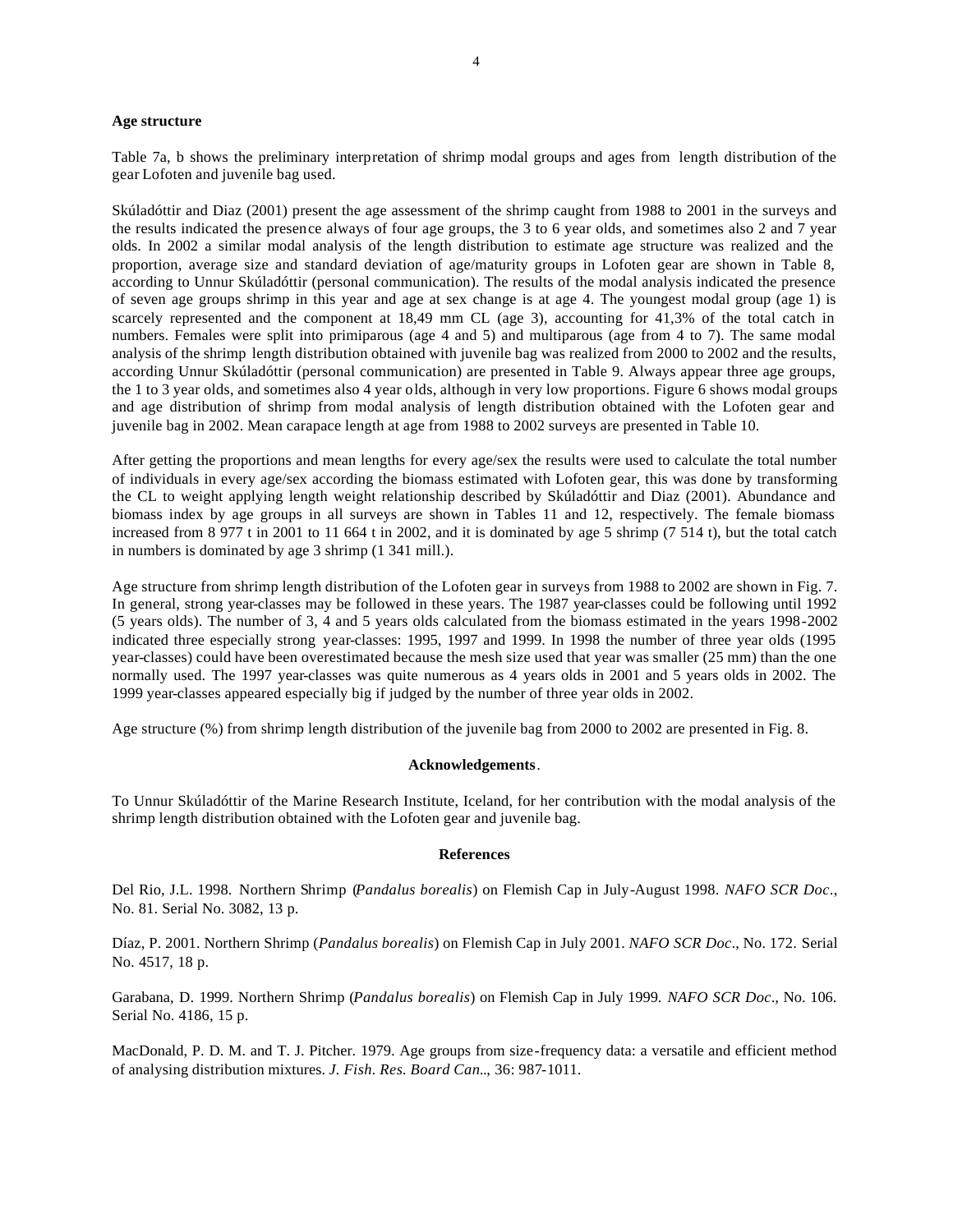**Age structure**

Table 7a, b shows the preliminary interpretation of shrimp modal groups and ages from length distribution of the gear Lofoten and juvenile bag used.

Skúladóttir and Diaz (2001) present the age assessment of the shrimp caught from 1988 to 2001 in the surveys and the results indicated the presence always of four age groups, the 3 to 6 year olds, and sometimes also 2 and 7 year olds. In 2002 a similar modal analysis of the length distribution to estimate age structure was realized and the proportion, average size and standard deviation of age/maturity groups in Lofoten gear are shown in Table 8, according to Unnur Skúladóttir (personal communication). The results of the modal analysis indicated the presence of seven age groups shrimp in this year and age at sex change is at age 4. The youngest modal group (age 1) is scarcely represented and the component at 18,49 mm CL (age 3), accounting for 41,3% of the total catch in numbers. Females were split into primiparous (age 4 and 5) and multiparous (age from 4 to 7). The same modal analysis of the shrimp length distribution obtained with juvenile bag was realized from 2000 to 2002 and the results, according Unnur Skúladóttir (personal communication) are presented in Table 9. Always appear three age groups, the 1 to 3 year olds, and sometimes also 4 year olds, although in very low proportions. Figure 6 shows modal groups and age distribution of shrimp from modal analysis of length distribution obtained with the Lofoten gear and juvenile bag in 2002. Mean carapace length at age from 1988 to 2002 surveys are presented in Table 10.

After getting the proportions and mean lengths for every age/sex the results were used to calculate the total number of individuals in every age/sex according the biomass estimated with Lofoten gear, this was done by transforming the CL to weight applying length weight relationship described by Skúladóttir and Diaz (2001). Abundance and biomass index by age groups in all surveys are shown in Tables 11 and 12, respectively. The female biomass increased from 8 977 t in 2001 to 11 664 t in 2002, and it is dominated by age 5 shrimp (7 514 t), but the total catch in numbers is dominated by age 3 shrimp (1 341 mill.).

Age structure from shrimp length distribution of the Lofoten gear in surveys from 1988 to 2002 are shown in Fig. 7. In general, strong year-classes may be followed in these years. The 1987 year-classes could be following until 1992 (5 years olds). The number of 3, 4 and 5 years olds calculated from the biomass estimated in the years 1998-2002 indicated three especially strong year-classes: 1995, 1997 and 1999. In 1998 the number of three year olds (1995 year-classes) could have been overestimated because the mesh size used that year was smaller (25 mm) than the one normally used. The 1997 year-classes was quite numerous as 4 years olds in 2001 and 5 years olds in 2002. The 1999 year-classes appeared especially big if judged by the number of three year olds in 2002.

Age structure (%) from shrimp length distribution of the juvenile bag from 2000 to 2002 are presented in Fig. 8.

**Acknowledgements**.

To Unnur Skúladóttir of the Marine Research Institute, Iceland, for her contribution with the modal analysis of the shrimp length distribution obtained with the Lofoten gear and juvenile bag.

**References**

Del Rio, J.L. 1998. Northern Shrimp (*Pandalus borealis*) on Flemish Cap in July-August 1998. *NAFO SCR Doc.*, No. 81. Serial No. 3082, 13 p.

Díaz, P. 2001. Northern Shrimp (*Pandalus borealis*) on Flemish Cap in July 2001. *NAFO SCR Doc.*, No. 172. Serial No. 4517, 18 p.

Garabana, D. 1999. Northern Shrimp (*Pandalus borealis*) on Flemish Cap in July 1999. *NAFO SCR Doc.*, No. 106. Serial No. 4186, 15 p.

MacDonald, P. D. M. and T. J. Pitcher. 1979. Age groups from size-frequency data: a versatile and efficient method of analysing distribution mixtures. *J. Fish. Res. Board Can.*., 36: 987-1011.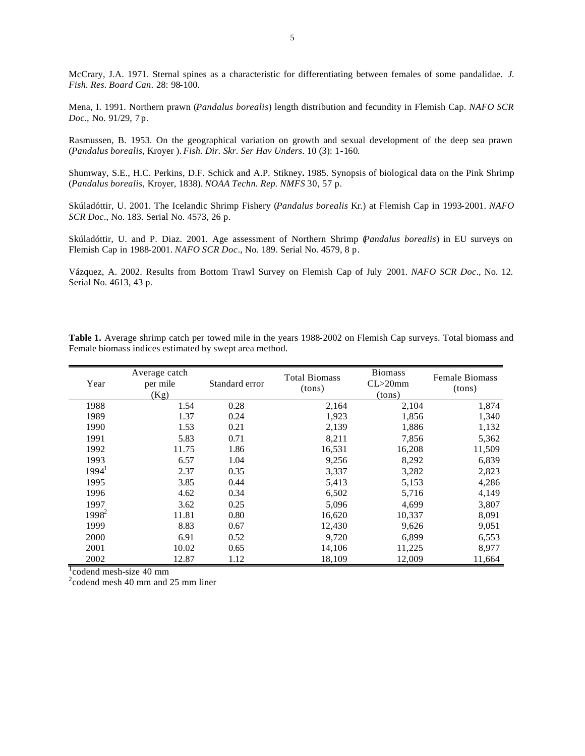McCrary, J.A. 1971. Sternal spines as a characteristic for differentiating between females of some pandalidae. *J. Fish. Res. Board Can*. 28: 98-100.

Mena, I. 1991. Northern prawn (*Pandalus borealis*) length distribution and fecundity in Flemish Cap. *NAFO SCR Doc*., No. 91/29, 7 p.

Rasmussen, B. 1953. On the geographical variation on growth and sexual development of the deep sea prawn (*Pandalus borealis*, Kroyer ). *Fish. Dir. Skr. Ser Hav Unders*. 10 (3): 1-160.

Shumway, S.E., H.C. Perkins, D.F. Schick and A.P. Stikney**.** 1985. Synopsis of biological data on the Pink Shrimp (*Pandalus borealis*, Kroyer, 1838). *NOAA Techn. Rep. NMFS* 30, 57 p.

Skúladóttir, U. 2001. The Icelandic Shrimp Fishery (*Pandalus borealis* Kr.) at Flemish Cap in 1993-2001. *NAFO SCR Doc*., No. 183. Serial No. 4573, 26 p.

Skúladóttir, U. and P. Diaz. 2001. Age assessment of Northern Shrimp (*Pandalus borealis*) in EU surveys on Flemish Cap in 1988-2001. *NAFO SCR Doc*., No. 189. Serial No. 4579, 8 p.

Vázquez, A. 2002. Results from Bottom Trawl Survey on Flemish Cap of July 2001. *NAFO SCR Doc*., No. 12. Serial No. 4613, 43 p.

**Table 1.** Average shrimp catch per towed mile in the years 1988-2002 on Flemish Cap surveys. Total biomass and Female biomass indices estimated by swept area method.

| Year | Average catch per mile (Kg) | Standard error | Total Biomass (tons) | Biomass CL>20mm (tons) | Female Biomass (tons) |
|---|---|---|---|---|---|
| 1988 | 1.54 | 0.28 | 2,164 | 2,104 | 1,874 |
| 1989 | 1.37 | 0.24 | 1,923 | 1,856 | 1,340 |
| 1990 | 1.53 | 0.21 | 2,139 | 1,886 | 1,132 |
| 1991 | 5.83 | 0.71 | 8,211 | 7,856 | 5,362 |
| 1992 | 11.75 | 1.86 | 16,531 | 16,208 | 11,509 |
| 1993 | 6.57 | 1.04 | 9,256 | 8,292 | 6,839 |
| 1994[1] | 2.37 | 0.35 | 3,337 | 3,282 | 2,823 |
| 1995 | 3.85 | 0.44 | 5,413 | 5,153 | 4,286 |
| 1996 | 4.62 | 0.34 | 6,502 | 5,716 | 4,149 |
| 1997 | 3.62 | 0.25 | 5,096 | 4,699 | 3,807 |
| 1998[2] | 11.81 | 0.80 | 16,620 | 10,337 | 8,091 |
| 1999 | 8.83 | 0.67 | 12,430 | 9,626 | 9,051 |
| 2000 | 6.91 | 0.52 | 9,720 | 6,899 | 6,553 |
| 2001 | 10.02 | 0.65 | 14,106 | 11,225 | 8,977 |
| 2002 | 12.87 | 1.12 | 18,109 | 12,009 | 11,664 |

[1]codend mesh-size 40 mm

[2]codend mesh 40 mm and 25 mm liner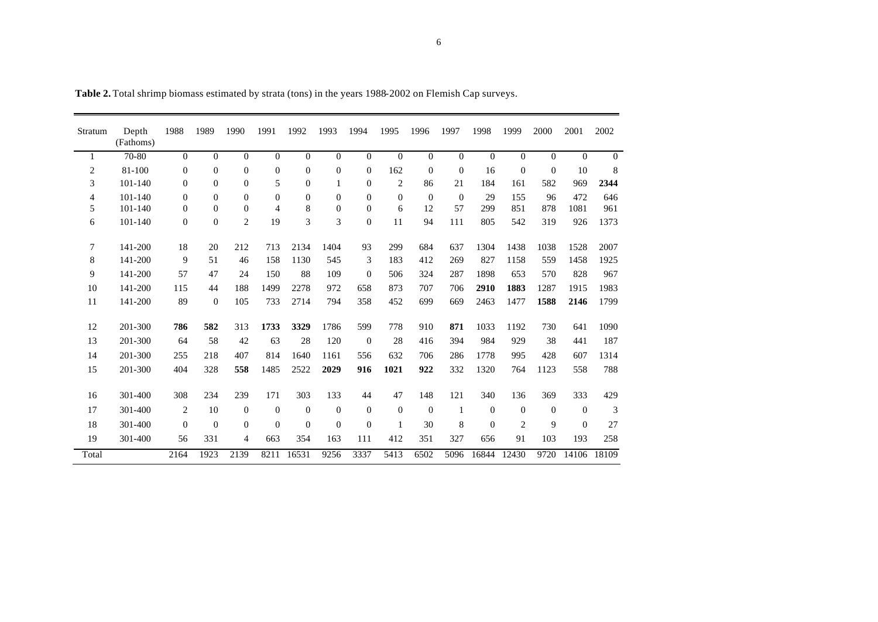**Table 2.** Total shrimp biomass estimated by strata (tons) in the years 1988-2002 on Flemish Cap surveys.

| Stratum | Depth (Fathoms) | 1988 | 1989 | 1990 | 1991 | 1992 | 1993 | 1994 | 1995 | 1996 | 1997 | 1998 | 1999 | 2000 | 2001 | 2002 |
|---|---|---|---|---|---|---|---|---|---|---|---|---|---|---|---|---|
| 1 | 70-80 | 0 | 0 | 0 | 0 | 0 | 0 | 0 | 0 | 0 | 0 | 0 | 0 | 0 | 0 | 0 |
| 2 | 81-100 | 0 | 0 | 0 | 0 | 0 | 0 | 0 | 162 | 0 | 0 | 16 | 0 | 0 | 10 | 8 |
| 3 | 101-140 | 0 | 0 | 0 | 5 | 0 | 1 | 0 | 2 | 86 | 21 | 184 | 161 | 582 | 969 | **2344** |
| 4 | 101-140 | 0 | 0 | 0 | 0 | 0 | 0 | 0 | 0 | 0 | 0 | 29 | 155 | 96 | 472 | 646 |
| 5 | 101-140 | 0 | 0 | 0 | 4 | 8 | 0 | 0 | 6 | 12 | 57 | 299 | 851 | 878 | 1081 | 961 |
| 6 | 101-140 | 0 | 0 | 2 | 19 | 3 | 3 | 0 | 11 | 94 | 111 | 805 | 542 | 319 | 926 | 1373 |
| 7 | 141-200 | 18 | 20 | 212 | 713 | 2134 | 1404 | 93 | 299 | 684 | 637 | 1304 | 1438 | 1038 | 1528 | 2007 |
| 8 | 141-200 | 9 | 51 | 46 | 158 | 1130 | 545 | 3 | 183 | 412 | 269 | 827 | 1158 | 559 | 1458 | 1925 |
| 9 | 141-200 | 57 | 47 | 24 | 150 | 88 | 109 | 0 | 506 | 324 | 287 | 1898 | 653 | 570 | 828 | 967 |
| 10 | 141-200 | 115 | 44 | 188 | 1499 | 2278 | 972 | 658 | 873 | 707 | 706 | **2910** | **1883** | 1287 | 1915 | 1983 |
| 11 | 141-200 | 89 | 0 | 105 | 733 | 2714 | 794 | 358 | 452 | 699 | 669 | 2463 | 1477 | **1588** | **2146** | 1799 |
| 12 | 201-300 | **786** | **582** | 313 | **1733** | **3329** | 1786 | 599 | 778 | 910 | **871** | 1033 | 1192 | 730 | 641 | 1090 |
| 13 | 201-300 | 64 | 58 | 42 | 63 | 28 | 120 | 0 | 28 | 416 | 394 | 984 | 929 | 38 | 441 | 187 |
| 14 | 201-300 | 255 | 218 | 407 | 814 | 1640 | 1161 | 556 | 632 | 706 | 286 | 1778 | 995 | 428 | 607 | 1314 |
| 15 | 201-300 | 404 | 328 | **558** | 1485 | 2522 | **2029** | **916** | **1021** | **922** | 332 | 1320 | 764 | 1123 | 558 | 788 |
| 16 | 301-400 | 308 | 234 | 239 | 171 | 303 | 133 | 44 | 47 | 148 | 121 | 340 | 136 | 369 | 333 | 429 |
| 17 | 301-400 | 2 | 10 | 0 | 0 | 0 | 0 | 0 | 0 | 0 | 1 | 0 | 0 | 0 | 0 | 3 |
| 18 | 301-400 | 0 | 0 | 0 | 0 | 0 | 0 | 0 | 1 | 30 | 8 | 0 | 2 | 9 | 0 | 27 |
| 19 | 301-400 | 56 | 331 | 4 | 663 | 354 | 163 | 111 | 412 | 351 | 327 | 656 | 91 | 103 | 193 | 258 |
| Total | | 2164 | 1923 | 2139 | 8211 | 16531 | 9256 | 3337 | 5413 | 6502 | 5096 | 16844 | 12430 | 9720 | 14106 | 18109 |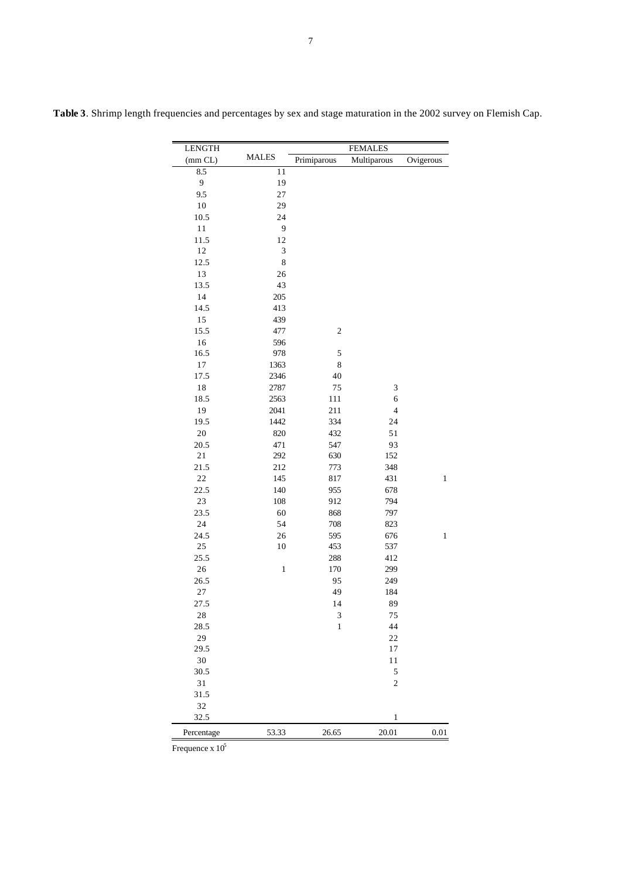**Table 3**. Shrimp length frequencies and percentages by sex and stage maturation in the 2002 survey on Flemish Cap.

| LENGTH | MALES | FEMALES | | |
|---|---|---|---|---|
| (mm CL) | | Primiparous | Multiparous | Ovigerous |
| 8.5 | 11 | | | |
| 9 | 19 | | | |
| 9.5 | 27 | | | |
| 10 | 29 | | | |
| 10.5 | 24 | | | |
| 11 | 9 | | | |
| 11.5 | 12 | | | |
| 12 | 3 | | | |
| 12.5 | 8 | | | |
| 13 | 26 | | | |
| 13.5 | 43 | | | |
| 14 | 205 | | | |
| 14.5 | 413 | | | |
| 15 | 439 | | | |
| 15.5 | 477 | 2 | | |
| 16 | 596 | | | |
| 16.5 | 978 | 5 | | |
| 17 | 1363 | 8 | | |
| 17.5 | 2346 | 40 | | |
| 18 | 2787 | 75 | 3 | |
| 18.5 | 2563 | 111 | 6 | |
| 19 | 2041 | 211 | 4 | |
| 19.5 | 1442 | 334 | 24 | |
| 20 | 820 | 432 | 51 | |
| 20.5 | 471 | 547 | 93 | |
| 21 | 292 | 630 | 152 | |
| 21.5 | 212 | 773 | 348 | |
| 22 | 145 | 817 | 431 | 1 |
| 22.5 | 140 | 955 | 678 | |
| 23 | 108 | 912 | 794 | |
| 23.5 | 60 | 868 | 797 | |
| 24 | 54 | 708 | 823 | |
| 24.5 | 26 | 595 | 676 | 1 |
| 25 | 10 | 453 | 537 | |
| 25.5 | | 288 | 412 | |
| 26 | 1 | 170 | 299 | |
| 26.5 | | 95 | 249 | |
| 27 | | 49 | 184 | |
| 27.5 | | 14 | 89 | |
| 28 | | 3 | 75 | |
| 28.5 | | 1 | 44 | |
| 29 | | | 22 | |
| 29.5 | | | 17 | |
| 30 | | | 11 | |
| 30.5 | | | 5 | |
| 31 | | | 2 | |
| 31.5 | | | | |
| 32 | | | | |
| 32.5 | | | 1 | |
| Percentage | 53.33 | 26.65 | 20.01 | 0.01 |

Frequence x $10^5$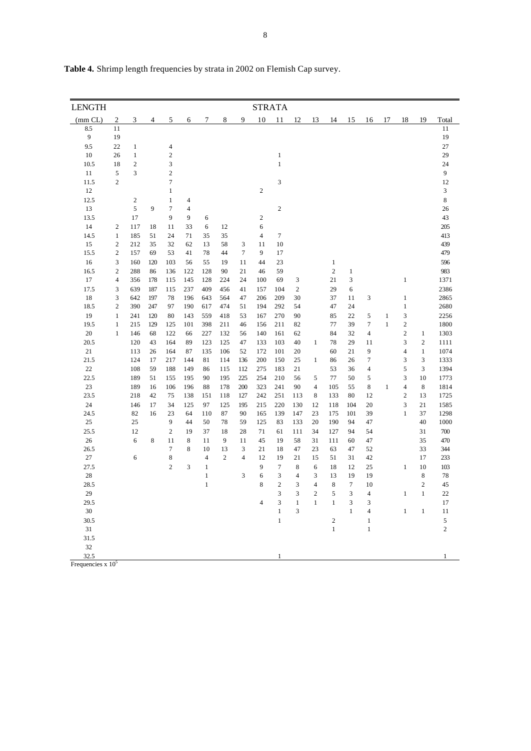**Table 4.** Shrimp length frequencies by strata in 2002 on Flemish Cap survey.

| LENGTH | STRATA | | | | | | | | | | | | | | | | | | |
|---|---|---|---|---|---|---|---|---|---|---|---|---|---|---|---|---|---|---|---|
| (mm CL) | 2 | 3 | 4 | 5 | 6 | 7 | 8 | 9 | 10 | 11 | 12 | 13 | 14 | 15 | 16 | 17 | 18 | 19 | Total |
| 8.5 | 11 | | | | | | | | | | | | | | | | | | 11 |
| 9 | 19 | | | | | | | | | | | | | | | | | | 19 |
| 9.5 | 22 | 1 | | 4 | | | | | | | | | | | | | | | 27 |
| 10 | 26 | 1 | | 2 | | | | | | 1 | | | | | | | | | 29 |
| 10.5 | 18 | 2 | | 3 | | | | | | 1 | | | | | | | | | 24 |
| 11 | 5 | 3 | | 2 | | | | | | | | | | | | | | | 9 |
| 11.5 | 2 | | | 7 | | | | | | 3 | | | | | | | | | 12 |
| 12 | | | | 1 | | | | | 2 | | | | | | | | | | 3 |
| 12.5 | | 2 | | 1 | 4 | | | | | | | | | | | | | | 8 |
| 13 | | 5 | 9 | 7 | 4 | | | | | 2 | | | | | | | | | 26 |
| 13.5 | | 17 | | 9 | 9 | 6 | | | 2 | | | | | | | | | | 43 |
| 14 | 2 | 117 | 18 | 11 | 33 | 6 | 12 | | 6 | | | | | | | | | | 205 |
| 14.5 | 1 | 185 | 51 | 24 | 71 | 35 | 35 | | 4 | 7 | | | | | | | | | 413 |
| 15 | 2 | 212 | 35 | 32 | 62 | 13 | 58 | 3 | 11 | 10 | | | | | | | | | 439 |
| 15.5 | 2 | 157 | 69 | 53 | 41 | 78 | 44 | 7 | 9 | 17 | | | | | | | | | 479 |
| 16 | 3 | 160 | 120 | 103 | 56 | 55 | 19 | 11 | 44 | 23 | | | 1 | | | | | | 596 |
| 16.5 | 2 | 288 | 86 | 136 | 122 | 128 | 90 | 21 | 46 | 59 | | | 2 | 1 | | | | | 983 |
| 17 | 4 | 356 | 178 | 115 | 145 | 128 | 224 | 24 | 100 | 69 | 3 | | 21 | 3 | | | 1 | | 1371 |
| 17.5 | 3 | 639 | 187 | 115 | 237 | 409 | 456 | 41 | 157 | 104 | 2 | | 29 | 6 | | | | | 2386 |
| 18 | 3 | 642 | 197 | 78 | 196 | 643 | 564 | 47 | 206 | 209 | 30 | | 37 | 11 | 3 | | 1 | | 2865 |
| 18.5 | 2 | 390 | 247 | 97 | 190 | 617 | 474 | 51 | 194 | 292 | 54 | | 47 | 24 | | | 1 | | 2680 |
| 19 | 1 | 241 | 120 | 80 | 143 | 559 | 418 | 53 | 167 | 270 | 90 | | 85 | 22 | 5 | 1 | 3 | | 2256 |
| 19.5 | 1 | 215 | 129 | 125 | 101 | 398 | 211 | 46 | 156 | 211 | 82 | | 77 | 39 | 7 | 1 | 2 | | 1800 |
| 20 | 1 | 146 | 68 | 122 | 66 | 227 | 132 | 56 | 140 | 161 | 62 | | 84 | 32 | 4 | | 2 | 1 | 1303 |
| 20.5 | | 120 | 43 | 164 | 89 | 123 | 125 | 47 | 133 | 103 | 40 | 1 | 78 | 29 | 11 | | 3 | 2 | 1111 |
| 21 | | 113 | 26 | 164 | 87 | 135 | 106 | 52 | 172 | 101 | 20 | | 60 | 21 | 9 | | 4 | 1 | 1074 |
| 21.5 | | 124 | 17 | 217 | 144 | 81 | 114 | 136 | 200 | 150 | 25 | 1 | 86 | 26 | 7 | | 3 | 3 | 1333 |
| 22 | | 108 | 59 | 188 | 149 | 86 | 115 | 112 | 275 | 183 | 21 | | 53 | 36 | 4 | | 5 | 3 | 1394 |
| 22.5 | | 189 | 51 | 155 | 195 | 90 | 195 | 225 | 254 | 210 | 56 | 5 | 77 | 50 | 5 | | 3 | 10 | 1773 |
| 23 | | 189 | 16 | 106 | 196 | 88 | 178 | 200 | 323 | 241 | 90 | 4 | 105 | 55 | 8 | 1 | 4 | 8 | 1814 |
| 23.5 | | 218 | 42 | 75 | 138 | 151 | 118 | 127 | 242 | 251 | 113 | 8 | 133 | 80 | 12 | | 2 | 13 | 1725 |
| 24 | | 146 | 17 | 34 | 125 | 97 | 125 | 195 | 215 | 220 | 130 | 12 | 118 | 104 | 20 | | 3 | 21 | 1585 |
| 24.5 | | 82 | 16 | 23 | 64 | 110 | 87 | 90 | 165 | 139 | 147 | 23 | 175 | 101 | 39 | | 1 | 37 | 1298 |
| 25 | | 25 | | 9 | 44 | 50 | 78 | 59 | 125 | 83 | 133 | 20 | 190 | 94 | 47 | | | 40 | 1000 |
| 25.5 | | 12 | | 2 | 19 | 37 | 18 | 28 | 71 | 61 | 111 | 34 | 127 | 94 | 54 | | | 31 | 700 |
| 26 | | 6 | 8 | 11 | 8 | 11 | 9 | 11 | 45 | 19 | 58 | 31 | 111 | 60 | 47 | | | 35 | 470 |
| 26.5 | | | | 7 | 8 | 10 | 13 | 3 | 21 | 18 | 47 | 23 | 63 | 47 | 52 | | | 33 | 344 |
| 27 | | 6 | | 8 | | 4 | 2 | 4 | 12 | 19 | 21 | 15 | 51 | 31 | 42 | | | 17 | 233 |
| 27.5 | | | | 2 | 3 | 1 | | | 9 | 7 | 8 | 6 | 18 | 12 | 25 | | 1 | 10 | 103 |
| 28 | | | | | | 1 | | 3 | 6 | 3 | 4 | 3 | 13 | 19 | 19 | | | 8 | 78 |
| 28.5 | | | | | | 1 | | | 8 | 2 | 3 | 4 | 8 | 7 | 10 | | | 2 | 45 |
| 29 | | | | | | | | | | 3 | 3 | 2 | 5 | 3 | 4 | | 1 | 1 | 22 |
| 29.5 | | | | | | | | | 4 | 3 | 1 | 1 | 1 | 3 | 3 | | | | 17 |
| 30 | | | | | | | | | | 1 | 3 | | | 1 | 4 | | 1 | 1 | 11 |
| 30.5 | | | | | | | | | | 1 | | | 2 | | 1 | | | | 5 |
| 31 | | | | | | | | | | | | | 1 | | 1 | | | | 2 |
| 31.5 | | | | | | | | | | | | | | | | | | | |
| 32 | | | | | | | | | | | | | | | | | | | |
| 32.5 | | | | | | | | | | 1 | | | | | | | | | 1 |

Frequencies x $10^5$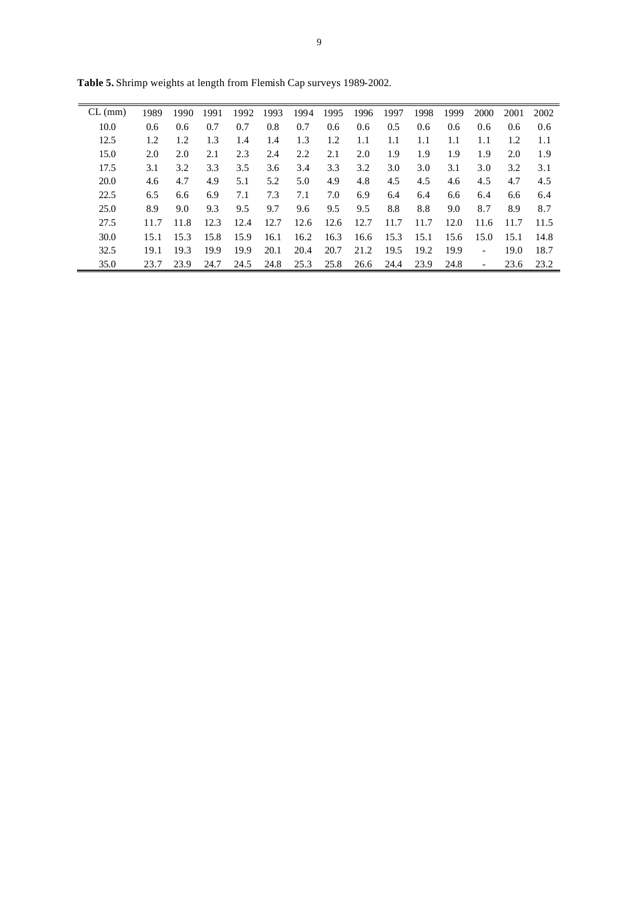**Table 5.** Shrimp weights at length from Flemish Cap surveys 1989-2002.

| CL (mm) | 1989 | 1990 | 1991 | 1992 | 1993 | 1994 | 1995 | 1996 | 1997 | 1998 | 1999 | 2000 | 2001 | 2002 |
|---|---|---|---|---|---|---|---|---|---|---|---|---|---|---|
| 10.0 | 0.6 | 0.6 | 0.7 | 0.7 | 0.8 | 0.7 | 0.6 | 0.6 | 0.5 | 0.6 | 0.6 | 0.6 | 0.6 | 0.6 |
| 12.5 | 1.2 | 1.2 | 1.3 | 1.4 | 1.4 | 1.3 | 1.2 | 1.1 | 1.1 | 1.1 | 1.1 | 1.1 | 1.2 | 1.1 |
| 15.0 | 2.0 | 2.0 | 2.1 | 2.3 | 2.4 | 2.2 | 2.1 | 2.0 | 1.9 | 1.9 | 1.9 | 1.9 | 2.0 | 1.9 |
| 17.5 | 3.1 | 3.2 | 3.3 | 3.5 | 3.6 | 3.4 | 3.3 | 3.2 | 3.0 | 3.0 | 3.1 | 3.0 | 3.2 | 3.1 |
| 20.0 | 4.6 | 4.7 | 4.9 | 5.1 | 5.2 | 5.0 | 4.9 | 4.8 | 4.5 | 4.5 | 4.6 | 4.5 | 4.7 | 4.5 |
| 22.5 | 6.5 | 6.6 | 6.9 | 7.1 | 7.3 | 7.1 | 7.0 | 6.9 | 6.4 | 6.4 | 6.6 | 6.4 | 6.6 | 6.4 |
| 25.0 | 8.9 | 9.0 | 9.3 | 9.5 | 9.7 | 9.6 | 9.5 | 9.5 | 8.8 | 8.8 | 9.0 | 8.7 | 8.9 | 8.7 |
| 27.5 | 11.7 | 11.8 | 12.3 | 12.4 | 12.7 | 12.6 | 12.6 | 12.7 | 11.7 | 11.7 | 12.0 | 11.6 | 11.7 | 11.5 |
| 30.0 | 15.1 | 15.3 | 15.8 | 15.9 | 16.1 | 16.2 | 16.3 | 16.6 | 15.3 | 15.1 | 15.6 | 15.0 | 15.1 | 14.8 |
| 32.5 | 19.1 | 19.3 | 19.9 | 19.9 | 20.1 | 20.4 | 20.7 | 21.2 | 19.5 | 19.2 | 19.9 | - | 19.0 | 18.7 |
| 35.0 | 23.7 | 23.9 | 24.7 | 24.5 | 24.8 | 25.3 | 25.8 | 26.6 | 24.4 | 23.9 | 24.8 | - | 23.6 | 23.2 |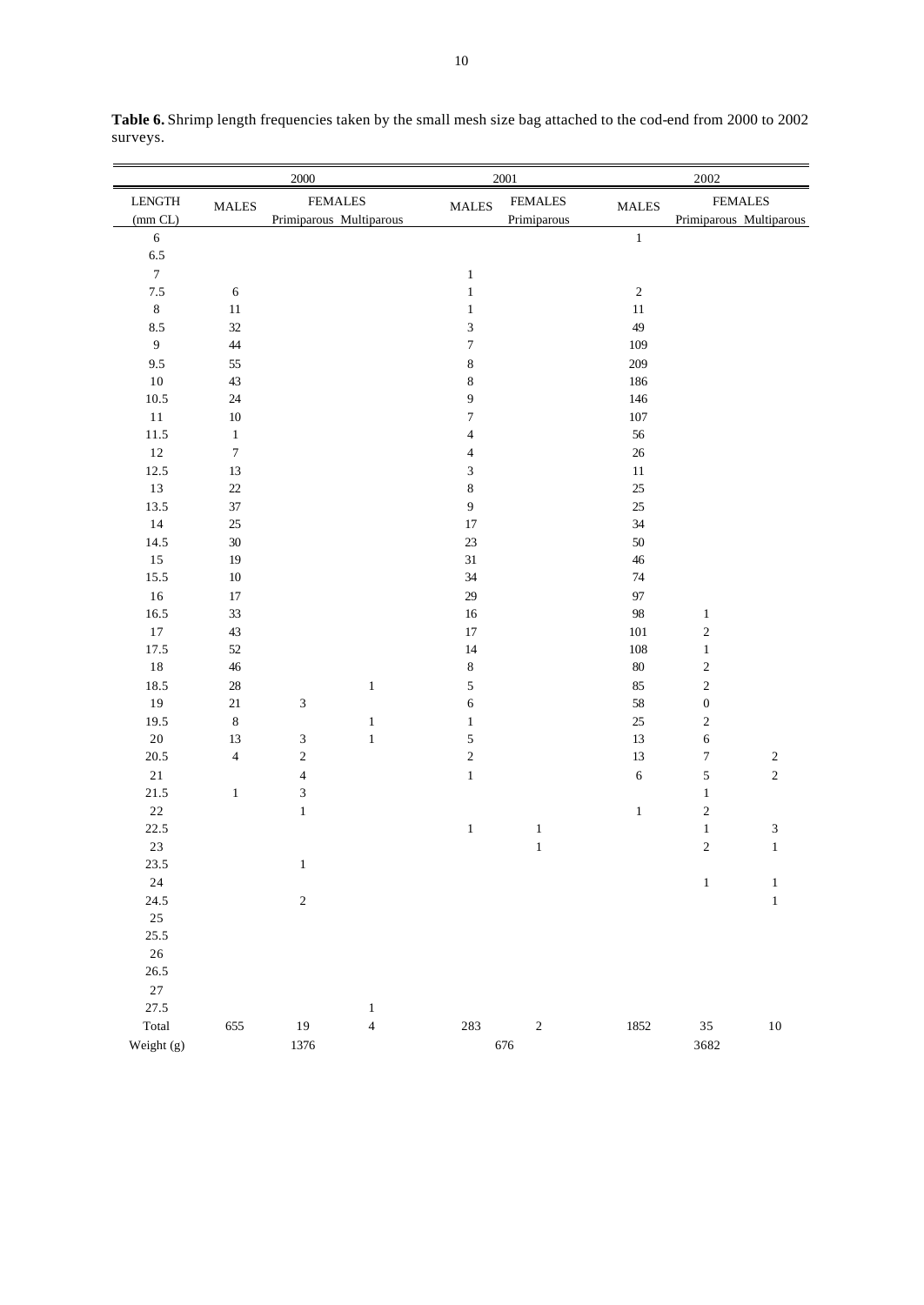**Table 6.** Shrimp length frequencies taken by the small mesh size bag attached to the cod-end from 2000 to 2002 surveys.

| | 2000 | | | 2001 | | 2002 | | |
|---|---|---|---|---|---|---|---|---|
| LENGTH (mm CL) | MALES | FEMALES Primiparous | Multiparous | MALES | FEMALES Primiparous | MALES | FEMALES Primiparous | Multiparous |
| 6 | | | | | | 1 | | |
| 6.5 | | | | | | | | |
| 7 | | | | 1 | | | | |
| 7.5 | 6 | | | 1 | | 2 | | |
| 8 | 11 | | | 1 | | 11 | | |
| 8.5 | 32 | | | 3 | | 49 | | |
| 9 | 44 | | | 7 | | 109 | | |
| 9.5 | 55 | | | 8 | | 209 | | |
| 10 | 43 | | | 8 | | 186 | | |
| 10.5 | 24 | | | 9 | | 146 | | |
| 11 | 10 | | | 7 | | 107 | | |
| 11.5 | 1 | | | 4 | | 56 | | |
| 12 | 7 | | | 4 | | 26 | | |
| 12.5 | 13 | | | 3 | | 11 | | |
| 13 | 22 | | | 8 | | 25 | | |
| 13.5 | 37 | | | 9 | | 25 | | |
| 14 | 25 | | | 17 | | 34 | | |
| 14.5 | 30 | | | 23 | | 50 | | |
| 15 | 19 | | | 31 | | 46 | | |
| 15.5 | 10 | | | 34 | | 74 | | |
| 16 | 17 | | | 29 | | 97 | | |
| 16.5 | 33 | | | 16 | | 98 | 1 | |
| 17 | 43 | | | 17 | | 101 | 2 | |
| 17.5 | 52 | | | 14 | | 108 | 1 | |
| 18 | 46 | | | 8 | | 80 | 2 | |
| 18.5 | 28 | | 1 | 5 | | 85 | 2 | |
| 19 | 21 | 3 | | 6 | | 58 | 0 | |
| 19.5 | 8 | | 1 | 1 | | 25 | 2 | |
| 20 | 13 | 3 | 1 | 5 | | 13 | 6 | |
| 20.5 | 4 | 2 | | 2 | | 13 | 7 | 2 |
| 21 | | 4 | | 1 | | 6 | 5 | 2 |
| 21.5 | 1 | 3 | | | | | 1 | |
| 22 | | 1 | | | | 1 | 2 | |
| 22.5 | | | | 1 | 1 | | 1 | 3 |
| 23 | | | | | 1 | | 2 | 1 |
| 23.5 | | 1 | | | | | | |
| 24 | | | | | | | 1 | 1 |
| 24.5 | | 2 | | | | | | 1 |
| 25 | | | | | | | | |
| 25.5 | | | | | | | | |
| 26 | | | | | | | | |
| 26.5 | | | | | | | | |
| 27 | | | | | | | | |
| 27.5 | | | 1 | | | | | |
| Total | 655 | 19 | 4 | 283 | 2 | 1852 | 35 | 10 |
| Weight (g) | | 1376 | | | 676 | | 3682 | |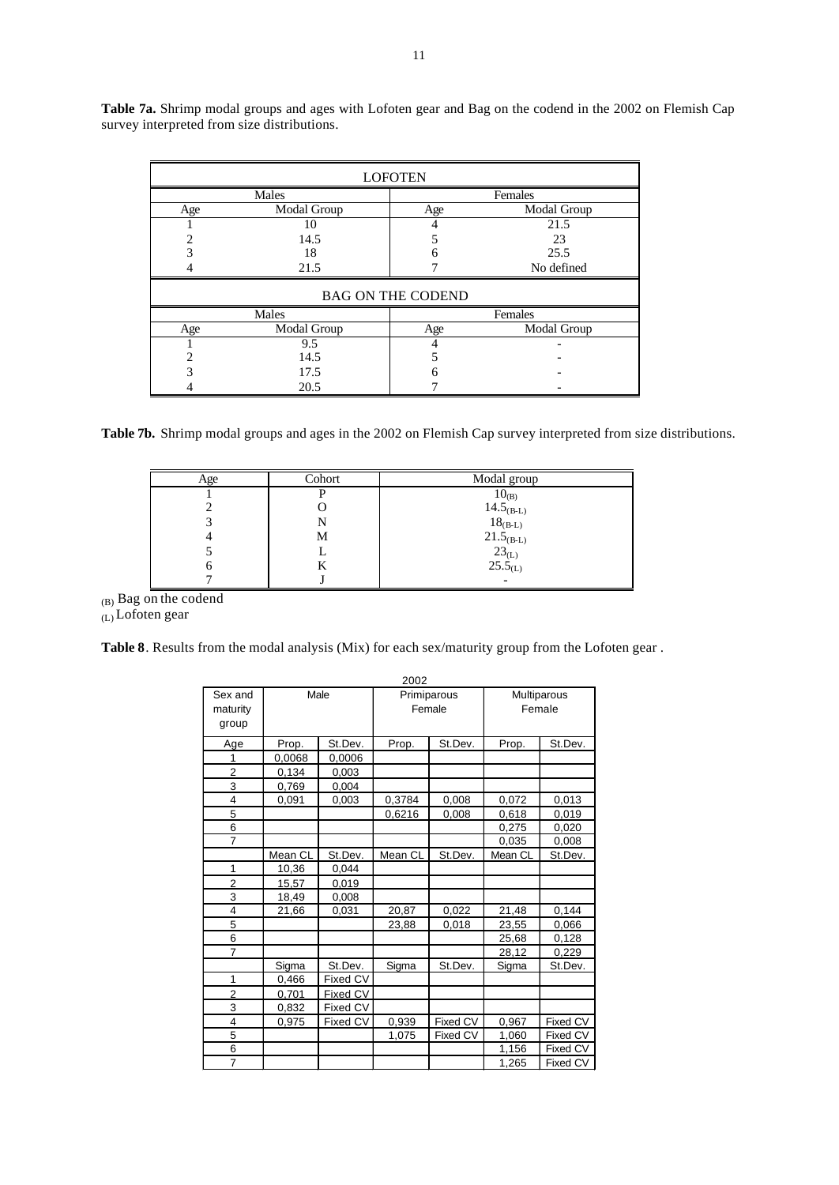**Table 7a.** Shrimp modal groups and ages with Lofoten gear and Bag on the codend in the 2002 on Flemish Cap survey interpreted from size distributions.

| LOFOTEN | | | |
|---|---|---|---|
| Males | | Females | |
| Age | Modal Group | Age | Modal Group |
| 1 | 10 | 4 | 21.5 |
| 2 | 14.5 | 5 | 23 |
| 3 | 18 | 6 | 25.5 |
| 4 | 21.5 | 7 | No defined |
| **BAG ON THE CODEND** | | | |
| Males | | Females | |
| Age | Modal Group | Age | Modal Group |
| 1 | 9.5 | 4 | - |
| 2 | 14.5 | 5 | - |
| 3 | 17.5 | 6 | - |
| 4 | 20.5 | 7 | - |

**Table 7b.** Shrimp modal groups and ages in the 2002 on Flemish Cap survey interpreted from size distributions.

| Age | Cohort | Modal group |
|---|---|---|
| 1 | P | $10_{(B)}$ |
| 2 | O | $14.5_{(B-L)}$ |
| 3 | N | $18_{(B-L)}$ |
| 4 | M | $21.5_{(B-L)}$ |
| 5 | L | $23_{(L)}$ |
| 6 | K | $25.5_{(L)}$ |
| 7 | J | - |

$_{(B)}$ Bag on the codend
$_{(L)}$ Lofoten gear

**Table 8**. Results from the modal analysis (Mix) for each sex/maturity group from the Lofoten gear .

| 2002 | | | | | | |
|---|---|---|---|---|---|---|
| Sex and maturity group | Male | | Primiparous Female | | Multiparous Female | |
| Age | Prop. | St.Dev. | Prop. | St.Dev. | Prop. | St.Dev. |
| 1 | 0,0068 | 0,0006 | | | | |
| 2 | 0,134 | 0,003 | | | | |
| 3 | 0,769 | 0,004 | | | | |
| 4 | 0,091 | 0,003 | 0,3784 | 0,008 | 0,072 | 0,013 |
| 5 | | | 0,6216 | 0,008 | 0,618 | 0,019 |
| 6 | | | | | 0,275 | 0,020 |
| 7 | | | | | 0,035 | 0,008 |
| | Mean CL | St.Dev. | Mean CL | St.Dev. | Mean CL | St.Dev. |
| 1 | 10,36 | 0,044 | | | | |
| 2 | 15,57 | 0,019 | | | | |
| 3 | 18,49 | 0,008 | | | | |
| 4 | 21,66 | 0,031 | 20,87 | 0,022 | 21,48 | 0,144 |
| 5 | | | 23,88 | 0,018 | 23,55 | 0,066 |
| 6 | | | | | 25,68 | 0,128 |
| 7 | | | | | 28,12 | 0,229 |
| | Sigma | St.Dev. | Sigma | St.Dev. | Sigma | St.Dev. |
| 1 | 0,466 | Fixed CV | | | | |
| 2 | 0,701 | Fixed CV | | | | |
| 3 | 0,832 | Fixed CV | | | | |
| 4 | 0,975 | Fixed CV | 0,939 | Fixed CV | 0,967 | Fixed CV |
| 5 | | | 1,075 | Fixed CV | 1,060 | Fixed CV |
| 6 | | | | | 1,156 | Fixed CV |
| 7 | | | | | 1,265 | Fixed CV |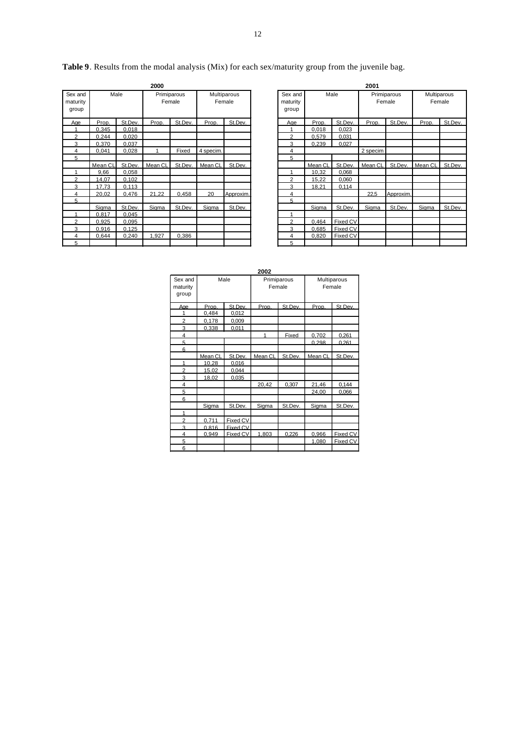**Table 9**. Results from the modal analysis (Mix) for each sex/maturity group from the juvenile bag.

**2000**

| Sex and maturity group | Male | | Primiparous Female | | Multiparous Female | |
|---|---|---|---|---|---|---|
| Age | Prop. | St.Dev. | Prop. | St.Dev. | Prop. | St.Dev. |
| 1 | 0,345 | 0,018 | | | | |
| 2 | 0,244 | 0,020 | | | | |
| 3 | 0,370 | 0,037 | | | | |
| 4 | 0,041 | 0,028 | 1 | Fixed | 4 specim. | |
| 5 | | | | | | |
| | Mean CL | St.Dev. | Mean CL | St.Dev. | Mean CL | St.Dev. |
| 1 | 9,66 | 0,058 | | | | |
| 2 | 14,07 | 0,102 | | | | |
| 3 | 17,73 | 0,113 | | | | |
| 4 | 20,02 | 0,476 | 21,22 | 0,458 | 20 | Approxim. |
| 5 | | | | | | |
| | Sigma | St.Dev. | Sigma | St.Dev. | Sigma | St.Dev. |
| 1 | 0,817 | 0,045 | | | | |
| 2 | 0,925 | 0,095 | | | | |
| 3 | 0,916 | 0,125 | | | | |
| 4 | 0,644 | 0,240 | 1,927 | 0,386 | | |
| 5 | | | | | | |

**2001**

| Sex and maturity group | Male | | Primiparous Female | | Multiparous Female | |
|---|---|---|---|---|---|---|
| Age | Prop. | St.Dev. | Prop. | St.Dev. | Prop. | St.Dev. |
| 1 | 0,018 | 0,023 | | | | |
| 2 | 0,579 | 0,031 | | | | |
| 3 | 0,239 | 0,027 | | | | |
| 4 | | | 2 specim | | | |
| 5 | | | | | | |
| | Mean CL | St.Dev. | Mean CL | St.Dev. | Mean CL | St.Dev. |
| 1 | 10,32 | 0,068 | | | | |
| 2 | 15,22 | 0,060 | | | | |
| 3 | 18,21 | 0,114 | | | | |
| 4 | | | 22,5 | Approxim. | | |
| 5 | | | | | | |
| | Sigma | St.Dev. | Sigma | St.Dev. | Sigma | St.Dev. |
| 1 | | | | | | |
| 2 | 0,464 | Fixed CV | | | | |
| 3 | 0,685 | Fixed CV | | | | |
| 4 | 0,820 | Fixed CV | | | | |
| 5 | | | | | | |

**2002**

| Sex and maturity group | Male | | Primiparous Female | | Multiparous Female | |
|---|---|---|---|---|---|---|
| Age | Prop. | St.Dev. | Prop. | St.Dev. | Prop. | St.Dev. |
| 1 | 0,484 | 0,012 | | | | |
| 2 | 0,178 | 0,009 | | | | |
| 3 | 0,338 | 0,011 | | | | |
| 4 | | | 1 | Fixed | 0,702 | 0,261 |
| 5 | | | | | 0,298 | 0,261 |
| 6 | | | | | | |
| | Mean CL | St.Dev. | Mean CL | St.Dev. | Mean CL | St.Dev. |
| 1 | 10,28 | 0,016 | | | | |
| 2 | 15,02 | 0,044 | | | | |
| 3 | 18,02 | 0,035 | | | | |
| 4 | | | 20,42 | 0,307 | 21,46 | 0,144 |
| 5 | | | | | 24,00 | 0,066 |
| 6 | | | | | | |
| | Sigma | St.Dev. | Sigma | St.Dev. | Sigma | St.Dev. |
| 1 | | | | | | |
| 2 | 0,711 | Fixed CV | | | | |
| 3 | 0,816 | Fixed CV | | | | |
| 4 | 0,949 | Fixed CV | 1,803 | 0,226 | 0,966 | Fixed CV |
| 5 | | | | | 1,080 | Fixed CV |
| 6 | | | | | | |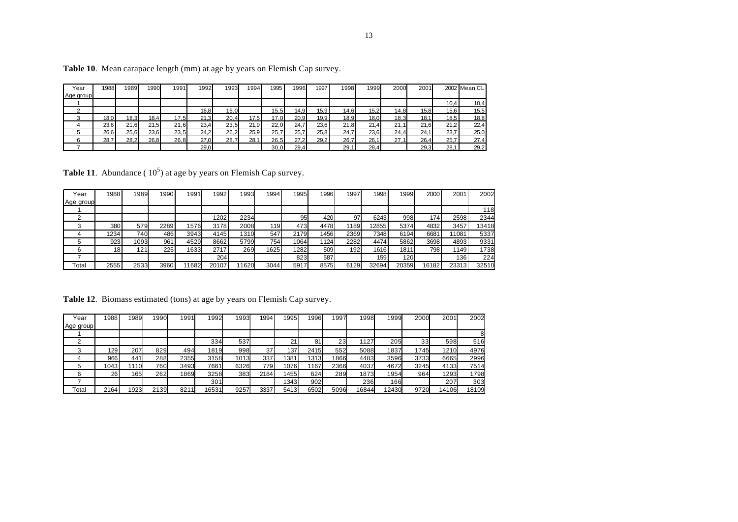**Table 10**. Mean carapace length (mm) at age by years on Flemish Cap survey.

| Year<br>Age group | 1988 | 1989 | 1990 | 1991 | 1992 | 1993 | 1994 | 1995 | 1996 | 1997 | 1998 | 1999 | 2000 | 2001 | 2002 | Mean CL |
|---|---|---|---|---|---|---|---|---|---|---|---|---|---|---|---|---|
| 1 | | | | | | | | | | | | | | | 10,4 | 10,4 |
| 2 | | | | | 16,8 | 16,0 | | 15,5 | 14,9 | 15,9 | 14,6 | 15,2 | 14,8 | 15,8 | 15,6 | 15,5 |
| 3 | 18,0 | 18,3 | 18,4 | 17,5 | 21,3 | 20,4 | 17,5 | 17,0 | 20,9 | 19,9 | 18,9 | 18,0 | 18,3 | 18,1 | 18,5 | 18,8 |
| 4 | 23,6 | 21,6 | 21,5 | 21,6 | 23,4 | 23,5 | 21,9 | 22,0 | 24,7 | 23,6 | 21,8 | 21,4 | 21,1 | 21,6 | 21,2 | 22,4 |
| 5 | 26,6 | 25,6 | 23,6 | 23,5 | 24,2 | 26,2 | 25,9 | 25,7 | 25,7 | 25,8 | 24,7 | 23,6 | 24,4 | 24,1 | 23,7 | 25,0 |
| 6 | 28,7 | 28,2 | 26,8 | 26,8 | 27,0 | 28,7 | 28,1 | 26,5 | 27,2 | 29,2 | 26,7 | 26,1 | 27,1 | 26,4 | 25,7 | 27,4 |
| 7 | | | | | 29,0 | | | 30,0 | 29,4 | | 29,1 | 28,4 | | 29,3 | 28,1 | 29,2 |

**Table 11**. Abundance ( $10^5$) at age by years on Flemish Cap survey.

| Year<br>Age group | 1988 | 1989 | 1990 | 1991 | 1992 | 1993 | 1994 | 1995 | 1996 | 1997 | 1998 | 1999 | 2000 | 2001 | 2002 |
|---|---|---|---|---|---|---|---|---|---|---|---|---|---|---|---|
| 1 | | | | | | | | | | | | | | | 118 |
| 2 | | | | | 1202 | 2234 | | 95 | 420 | 97 | 6243 | 998 | 174 | 2598 | 2344 |
| 3 | 380 | 579 | 2289 | 1576 | 3178 | 2008 | 119 | 473 | 4478 | 1189 | 12855 | 5374 | 4832 | 3457 | 13418 |
| 4 | 1234 | 740 | 486 | 3943 | 4145 | 1310 | 547 | 2179 | 1456 | 2369 | 7348 | 6194 | 6681 | 11081 | 5337 |
| 5 | 923 | 1093 | 961 | 4529 | 8662 | 5799 | 754 | 1064 | 1124 | 2282 | 4474 | 5862 | 3698 | 4893 | 9331 |
| 6 | 18 | 121 | 225 | 1633 | 2717 | 269 | 1625 | 1282 | 509 | 192 | 1616 | 1811 | 798 | 1149 | 1738 |
| 7 | | | | | 204 | | | 823 | 587 | | 159 | 120 | | 136 | 224 |
| Total | 2555 | 2533 | 3960 | 11682 | 20107 | 11620 | 3044 | 5917 | 8575 | 6129 | 32694 | 20359 | 16182 | 23313 | 32510 |

**Table 12**. Biomass estimated (tons) at age by years on Flemish Cap survey.

| Year<br>Age group | 1988 | 1989 | 1990 | 1991 | 1992 | 1993 | 1994 | 1995 | 1996 | 1997 | 1998 | 1999 | 2000 | 2001 | 2002 |
|---|---|---|---|---|---|---|---|---|---|---|---|---|---|---|---|
| 1 | | | | | | | | | | | | | | | 8 |
| 2 | | | | | 334 | 537 | | 21 | 81 | 23 | 1127 | 205 | 33 | 598 | 516 |
| 3 | 129 | 207 | 829 | 494 | 1819 | 998 | 37 | 137 | 2415 | 552 | 5088 | 1837 | 1745 | 1210 | 4976 |
| 4 | 966 | 441 | 288 | 2355 | 3158 | 1013 | 337 | 1381 | 1313 | 1866 | 4483 | 3596 | 3733 | 6665 | 2996 |
| 5 | 1043 | 1110 | 760 | 3493 | 7661 | 6326 | 779 | 1076 | 1167 | 2366 | 4037 | 4672 | 3245 | 4133 | 7514 |
| 6 | 26 | 165 | 262 | 1869 | 3258 | 383 | 2184 | 1455 | 624 | 289 | 1873 | 1954 | 964 | 1293 | 1798 |
| 7 | | | | | 301 | | | 1343 | 902 | | 236 | 166 | | 207 | 303 |
| Total | 2164 | 1923 | 2139 | 8211 | 16531 | 9257 | 3337 | 5413 | 6502 | 5096 | 16844 | 12430 | 9720 | 14106 | 18109 |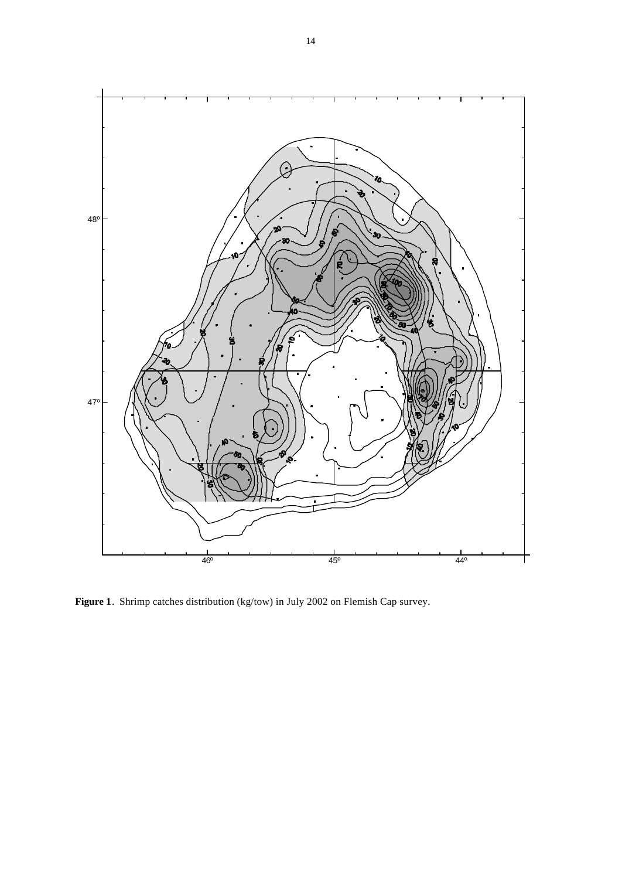**Figure 1**. Shrimp catches distribution (kg/tow) in July 2002 on Flemish Cap survey.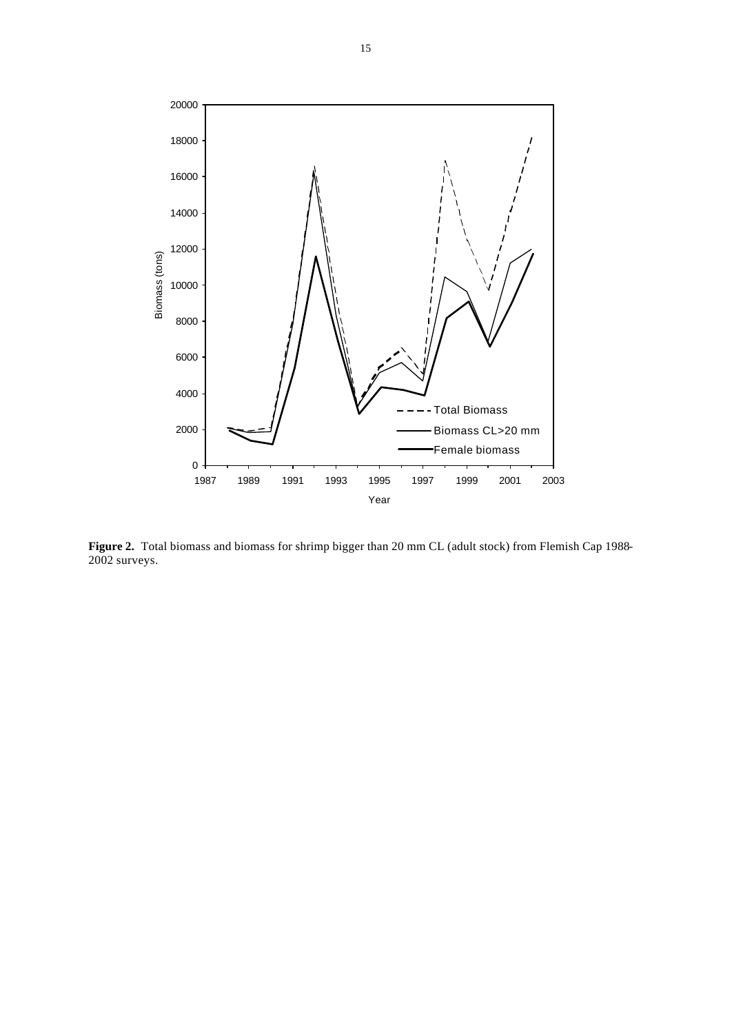**Figure 2.** Total biomass and biomass for shrimp bigger than 20 mm CL (adult stock) from Flemish Cap 1988-2002 surveys.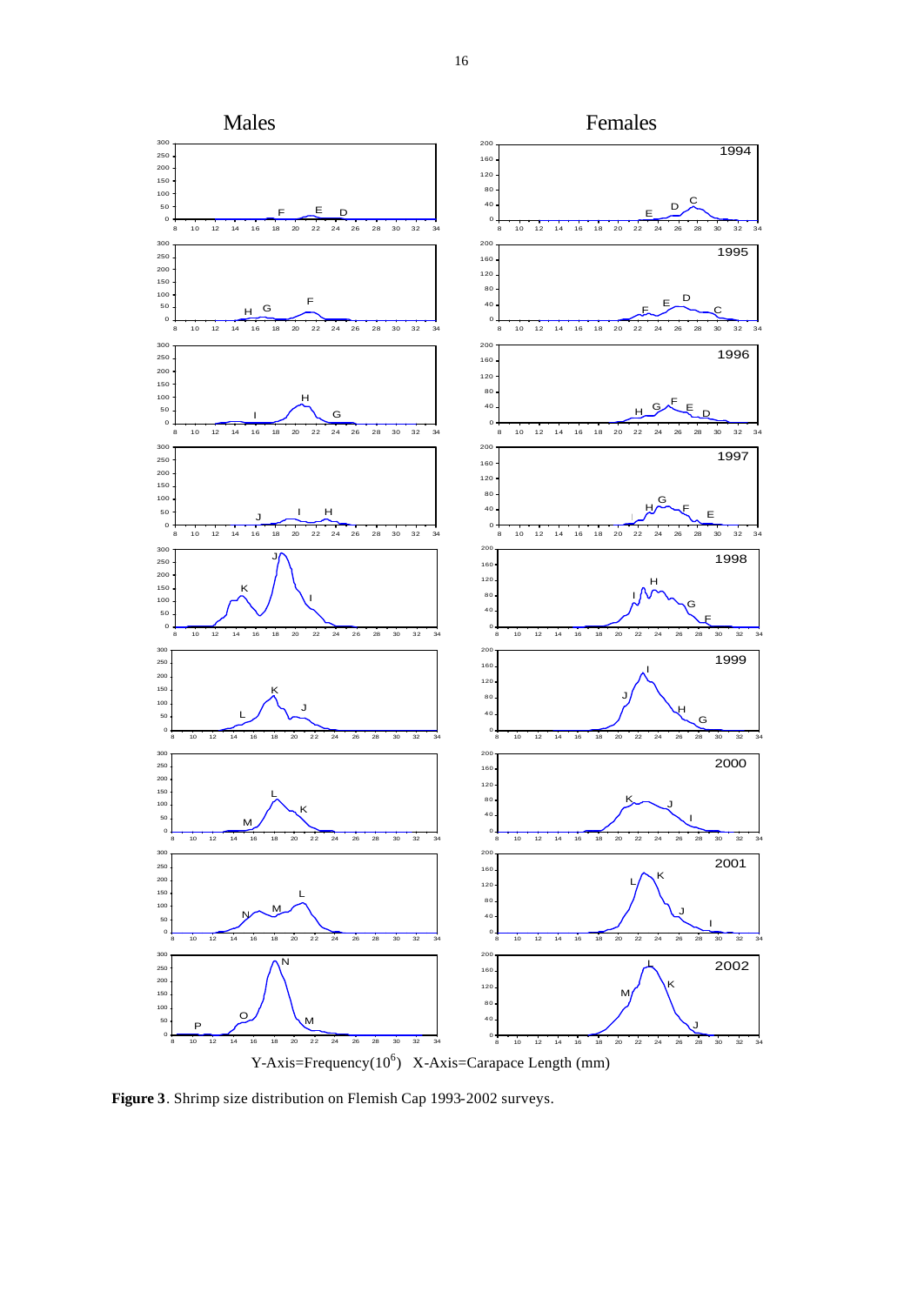**Figure 3**. Shrimp size distribution on Flemish Cap 1993-2002 surveys.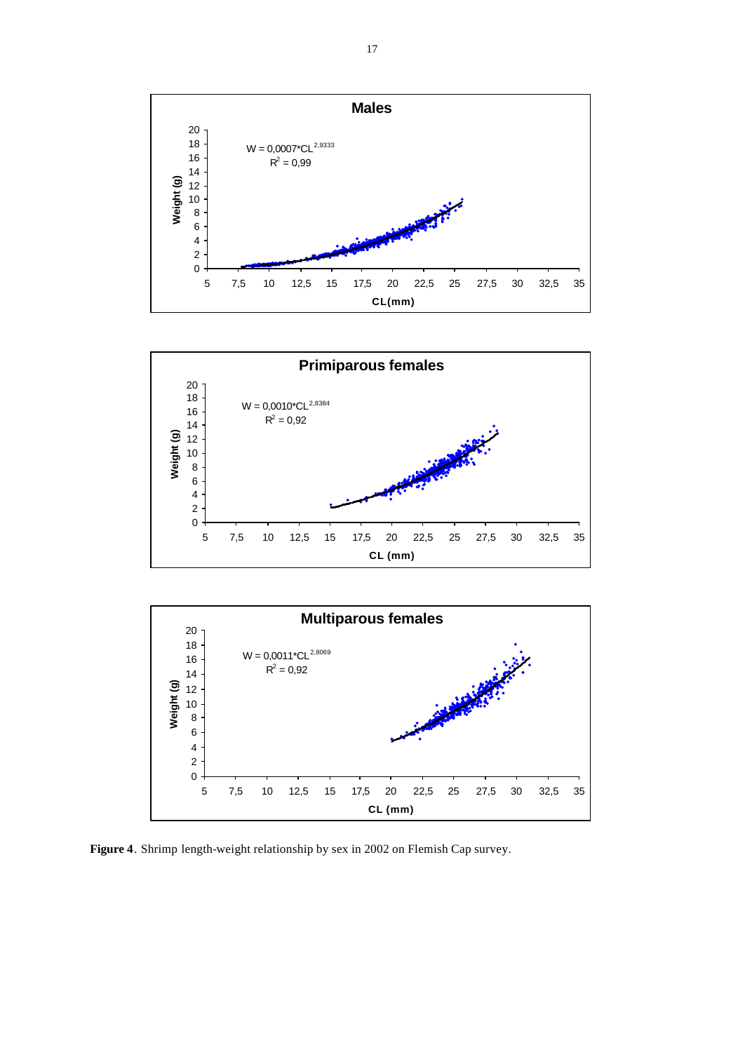**Males**

$W = 0{,}0007 \cdot CL^{2{,}9333}$

$R^2 = 0{,}99$

**Primiparous females**

$W = 0{,}0010 \cdot CL^{2{,}8384}$

$R^2 = 0{,}92$

**Multiparous females**

$W = 0{,}0011 \cdot CL^{2{,}8069}$

$R^2 = 0{,}92$

**Figure 4**. Shrimp length-weight relationship by sex in 2002 on Flemish Cap survey.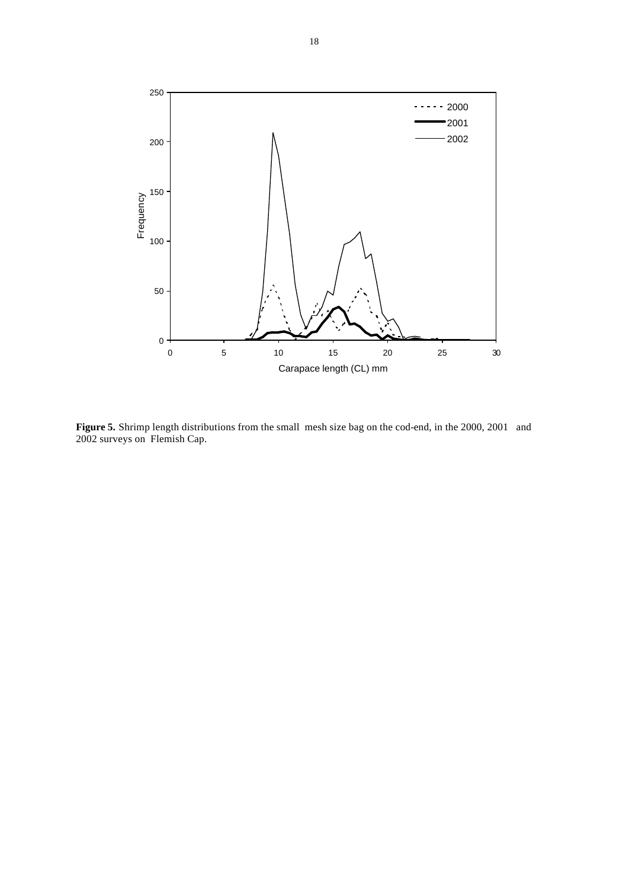**Figure 5.** Shrimp length distributions from the small mesh size bag on the cod-end, in the 2000, 2001 and 2002 surveys on Flemish Cap.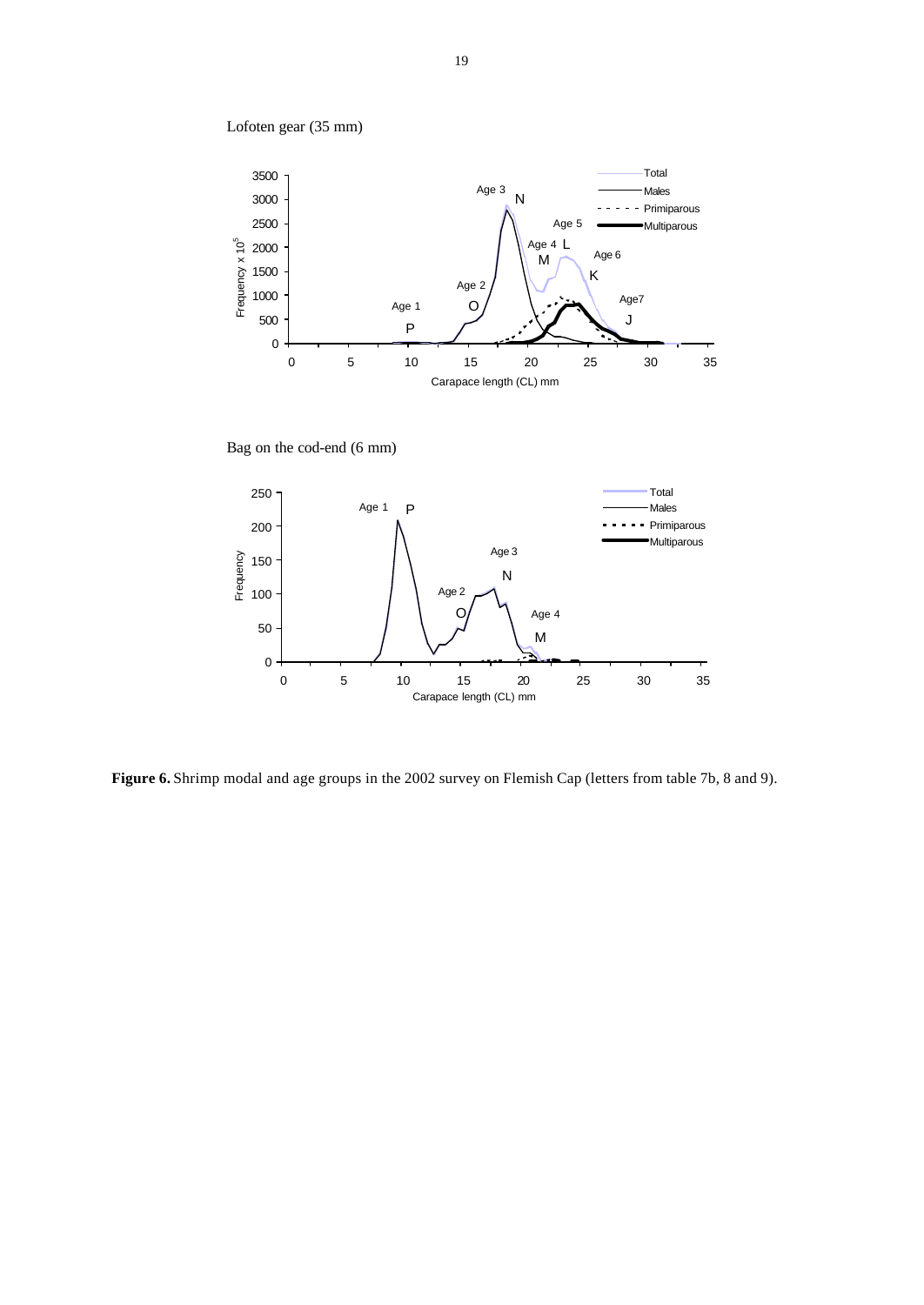Lofoten gear (35 mm)

Bag on the cod-end (6 mm)

**Figure 6.** Shrimp modal and age groups in the 2002 survey on Flemish Cap (letters from table 7b, 8 and 9).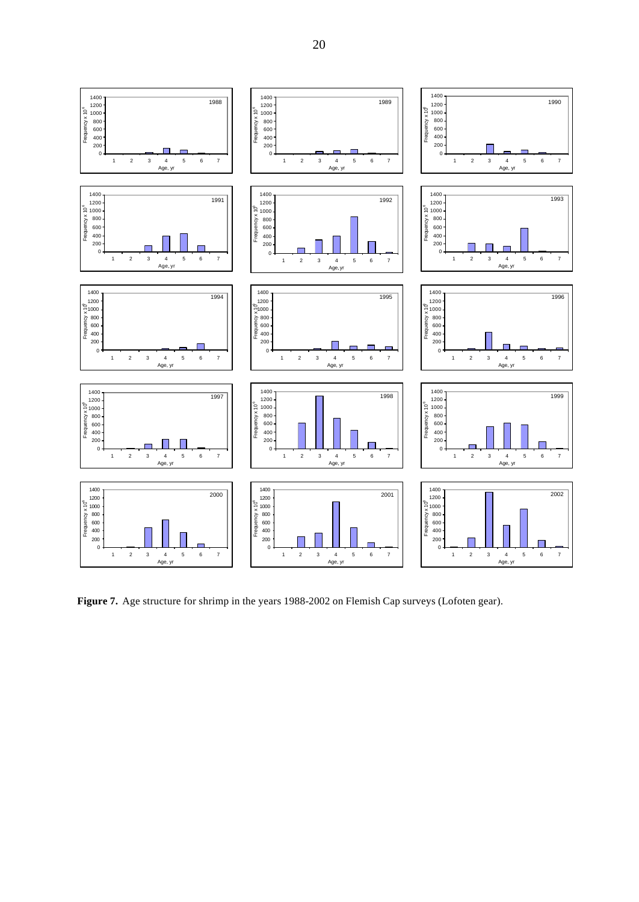**Figure 7.** Age structure for shrimp in the years 1988-2002 on Flemish Cap surveys (Lofoten gear).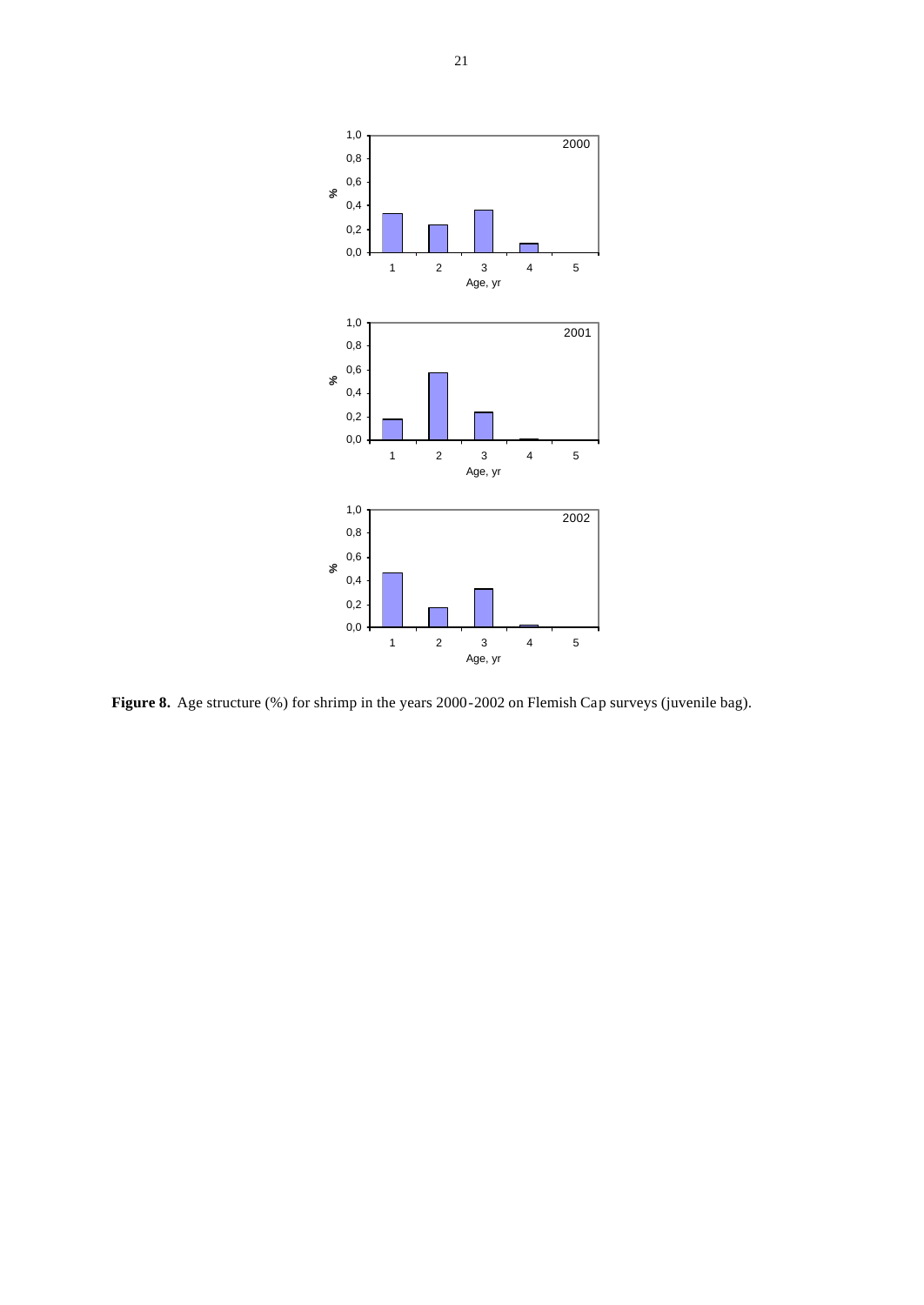1,0
0,8
0,6
0,4
0,2
0,0
%
2000
1 2 3 4 5
Age, yr

1,0
0,8
0,6
0,4
0,2
0,0
%
2001
1 2 3 4 5
Age, yr

1,0
0,8
0,6
0,4
0,2
0,0
%
2002
1 2 3 4 5
Age, yr

**Figure 8.** Age structure (%) for shrimp in the years 2000-2002 on Flemish Cap surveys (juvenile bag).